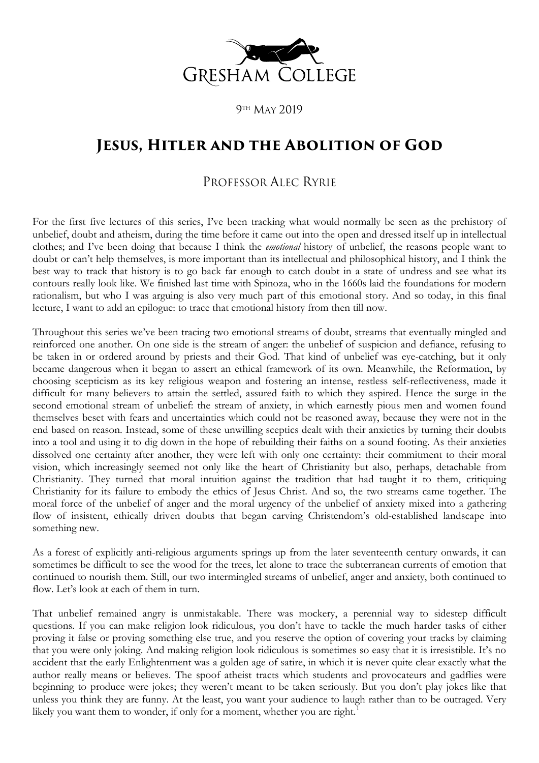GRESHAM COLLEGE

9TH MAY 2019

# Jesus, Hitler and the Abolition of God

## Professor Alec Ryrie

For the first five lectures of this series, I've been tracking what would normally be seen as the prehistory of unbelief, doubt and atheism, during the time before it came out into the open and dressed itself up in intellectual clothes; and I've been doing that because I think the *emotional* history of unbelief, the reasons people want to doubt or can't help themselves, is more important than its intellectual and philosophical history, and I think the best way to track that history is to go back far enough to catch doubt in a state of undress and see what its contours really look like. We finished last time with Spinoza, who in the 1660s laid the foundations for modern rationalism, but who I was arguing is also very much part of this emotional story. And so today, in this final lecture, I want to add an epilogue: to trace that emotional history from then till now.

Throughout this series we've been tracing two emotional streams of doubt, streams that eventually mingled and reinforced one another. On one side is the stream of anger: the unbelief of suspicion and defiance, refusing to be taken in or ordered around by priests and their God. That kind of unbelief was eye-catching, but it only became dangerous when it began to assert an ethical framework of its own. Meanwhile, the Reformation, by choosing scepticism as its key religious weapon and fostering an intense, restless self-reflectiveness, made it difficult for many believers to attain the settled, assured faith to which they aspired. Hence the surge in the second emotional stream of unbelief: the stream of anxiety, in which earnestly pious men and women found themselves beset with fears and uncertainties which could not be reasoned away, because they were not in the end based on reason. Instead, some of these unwilling sceptics dealt with their anxieties by turning their doubts into a tool and using it to dig down in the hope of rebuilding their faiths on a sound footing. As their anxieties dissolved one certainty after another, they were left with only one certainty: their commitment to their moral vision, which increasingly seemed not only like the heart of Christianity but also, perhaps, detachable from Christianity. They turned that moral intuition against the tradition that had taught it to them, critiquing Christianity for its failure to embody the ethics of Jesus Christ. And so, the two streams came together. The moral force of the unbelief of anger and the moral urgency of the unbelief of anxiety mixed into a gathering flow of insistent, ethically driven doubts that began carving Christendom's old-established landscape into something new.

As a forest of explicitly anti-religious arguments springs up from the later seventeenth century onwards, it can sometimes be difficult to see the wood for the trees, let alone to trace the subterranean currents of emotion that continued to nourish them. Still, our two intermingled streams of unbelief, anger and anxiety, both continued to flow. Let's look at each of them in turn.

That unbelief remained angry is unmistakable. There was mockery, a perennial way to sidestep difficult questions. If you can make religion look ridiculous, you don't have to tackle the much harder tasks of either proving it false or proving something else true, and you reserve the option of covering your tracks by claiming that you were only joking. And making religion look ridiculous is sometimes so easy that it is irresistible. It's no accident that the early Enlightenment was a golden age of satire, in which it is never quite clear exactly what the author really means or believes. The spoof atheist tracts which students and provocateurs and gadflies were beginning to produce were jokes; they weren't meant to be taken seriously. But you don't play jokes like that unless you think they are funny. At the least, you want your audience to laugh rather than to be outraged. Very likely you want them to wonder, if only for a moment, whether you are right.[1]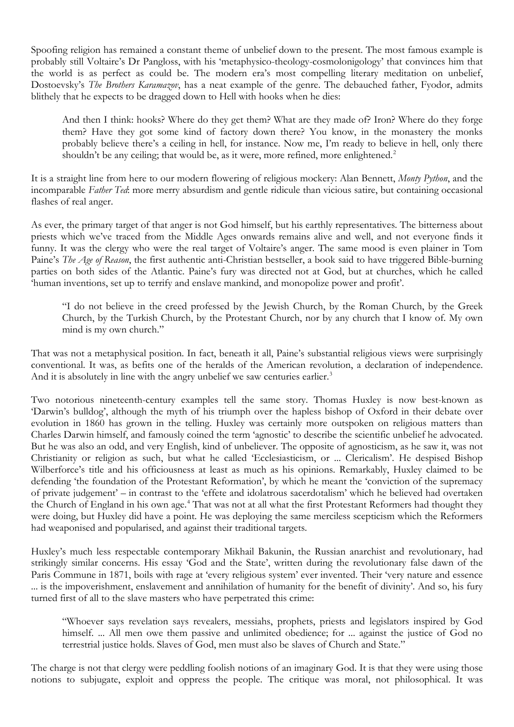Spoofing religion has remained a constant theme of unbelief down to the present. The most famous example is probably still Voltaire's Dr Pangloss, with his 'metaphysico-theology-cosmolonigology' that convinces him that the world is as perfect as could be. The modern era's most compelling literary meditation on unbelief, Dostoevsky's *The Brothers Karamazov*, has a neat example of the genre. The debauched father, Fyodor, admits blithely that he expects to be dragged down to Hell with hooks when he dies:

> And then I think: hooks? Where do they get them? What are they made of? Iron? Where do they forge them? Have they got some kind of factory down there? You know, in the monastery the monks probably believe there's a ceiling in hell, for instance. Now me, I'm ready to believe in hell, only there shouldn't be any ceiling; that would be, as it were, more refined, more enlightened.[2]

It is a straight line from here to our modern flowering of religious mockery: Alan Bennett, *Monty Python*, and the incomparable *Father Ted*: more merry absurdism and gentle ridicule than vicious satire, but containing occasional flashes of real anger.

As ever, the primary target of that anger is not God himself, but his earthly representatives. The bitterness about priests which we've traced from the Middle Ages onwards remains alive and well, and not everyone finds it funny. It was the clergy who were the real target of Voltaire's anger. The same mood is even plainer in Tom Paine's *The Age of Reason*, the first authentic anti-Christian bestseller, a book said to have triggered Bible-burning parties on both sides of the Atlantic. Paine's fury was directed not at God, but at churches, which he called 'human inventions, set up to terrify and enslave mankind, and monopolize power and profit'.

> "I do not believe in the creed professed by the Jewish Church, by the Roman Church, by the Greek Church, by the Turkish Church, by the Protestant Church, nor by any church that I know of. My own mind is my own church."

That was not a metaphysical position. In fact, beneath it all, Paine's substantial religious views were surprisingly conventional. It was, as befits one of the heralds of the American revolution, a declaration of independence. And it is absolutely in line with the angry unbelief we saw centuries earlier.[3]

Two notorious nineteenth-century examples tell the same story. Thomas Huxley is now best-known as 'Darwin's bulldog', although the myth of his triumph over the hapless bishop of Oxford in their debate over evolution in 1860 has grown in the telling. Huxley was certainly more outspoken on religious matters than Charles Darwin himself, and famously coined the term 'agnostic' to describe the scientific unbelief he advocated. But he was also an odd, and very English, kind of unbeliever. The opposite of agnosticism, as he saw it, was not Christianity or religion as such, but what he called 'Ecclesiasticism, or ... Clericalism'. He despised Bishop Wilberforce's title and his officiousness at least as much as his opinions. Remarkably, Huxley claimed to be defending 'the foundation of the Protestant Reformation', by which he meant the 'conviction of the supremacy of private judgement' – in contrast to the 'effete and idolatrous sacerdotalism' which he believed had overtaken the Church of England in his own age.[4] That was not at all what the first Protestant Reformers had thought they were doing, but Huxley did have a point. He was deploying the same merciless scepticism which the Reformers had weaponised and popularised, and against their traditional targets.

Huxley's much less respectable contemporary Mikhail Bakunin, the Russian anarchist and revolutionary, had strikingly similar concerns. His essay 'God and the State', written during the revolutionary false dawn of the Paris Commune in 1871, boils with rage at 'every religious system' ever invented. Their 'very nature and essence ... is the impoverishment, enslavement and annihilation of humanity for the benefit of divinity'. And so, his fury turned first of all to the slave masters who have perpetrated this crime:

> "Whoever says revelation says revealers, messiahs, prophets, priests and legislators inspired by God himself. ... All men owe them passive and unlimited obedience; for ... against the justice of God no terrestrial justice holds. Slaves of God, men must also be slaves of Church and State."

The charge is not that clergy were peddling foolish notions of an imaginary God. It is that they were using those notions to subjugate, exploit and oppress the people. The critique was moral, not philosophical. It was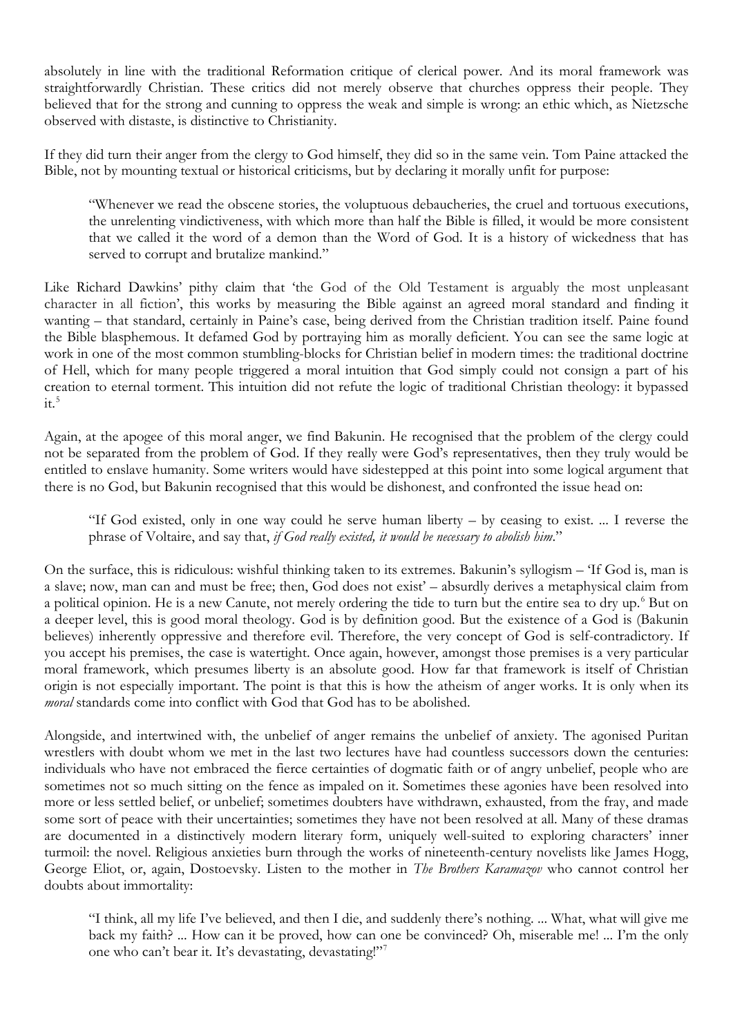absolutely in line with the traditional Reformation critique of clerical power. And its moral framework was straightforwardly Christian. These critics did not merely observe that churches oppress their people. They believed that for the strong and cunning to oppress the weak and simple is wrong: an ethic which, as Nietzsche observed with distaste, is distinctive to Christianity.

If they did turn their anger from the clergy to God himself, they did so in the same vein. Tom Paine attacked the Bible, not by mounting textual or historical criticisms, but by declaring it morally unfit for purpose:

> "Whenever we read the obscene stories, the voluptuous debaucheries, the cruel and tortuous executions, the unrelenting vindictiveness, with which more than half the Bible is filled, it would be more consistent that we called it the word of a demon than the Word of God. It is a history of wickedness that has served to corrupt and brutalize mankind."

Like Richard Dawkins' pithy claim that 'the God of the Old Testament is arguably the most unpleasant character in all fiction', this works by measuring the Bible against an agreed moral standard and finding it wanting – that standard, certainly in Paine's case, being derived from the Christian tradition itself. Paine found the Bible blasphemous. It defamed God by portraying him as morally deficient. You can see the same logic at work in one of the most common stumbling-blocks for Christian belief in modern times: the traditional doctrine of Hell, which for many people triggered a moral intuition that God simply could not consign a part of his creation to eternal torment. This intuition did not refute the logic of traditional Christian theology: it bypassed it.[5]

Again, at the apogee of this moral anger, we find Bakunin. He recognised that the problem of the clergy could not be separated from the problem of God. If they really were God's representatives, then they truly would be entitled to enslave humanity. Some writers would have sidestepped at this point into some logical argument that there is no God, but Bakunin recognised that this would be dishonest, and confronted the issue head on:

> "If God existed, only in one way could he serve human liberty – by ceasing to exist. ... I reverse the phrase of Voltaire, and say that, *if God really existed, it would be necessary to abolish him*."

On the surface, this is ridiculous: wishful thinking taken to its extremes. Bakunin's syllogism – 'If God is, man is a slave; now, man can and must be free; then, God does not exist' – absurdly derives a metaphysical claim from a political opinion. He is a new Canute, not merely ordering the tide to turn but the entire sea to dry up.[6] But on a deeper level, this is good moral theology. God is by definition good. But the existence of a God is (Bakunin believes) inherently oppressive and therefore evil. Therefore, the very concept of God is self-contradictory. If you accept his premises, the case is watertight. Once again, however, amongst those premises is a very particular moral framework, which presumes liberty is an absolute good. How far that framework is itself of Christian origin is not especially important. The point is that this is how the atheism of anger works. It is only when its *moral* standards come into conflict with God that God has to be abolished.

Alongside, and intertwined with, the unbelief of anger remains the unbelief of anxiety. The agonised Puritan wrestlers with doubt whom we met in the last two lectures have had countless successors down the centuries: individuals who have not embraced the fierce certainties of dogmatic faith or of angry unbelief, people who are sometimes not so much sitting on the fence as impaled on it. Sometimes these agonies have been resolved into more or less settled belief, or unbelief; sometimes doubters have withdrawn, exhausted, from the fray, and made some sort of peace with their uncertainties; sometimes they have not been resolved at all. Many of these dramas are documented in a distinctively modern literary form, uniquely well-suited to exploring characters' inner turmoil: the novel. Religious anxieties burn through the works of nineteenth-century novelists like James Hogg, George Eliot, or, again, Dostoevsky. Listen to the mother in *The Brothers Karamazov* who cannot control her doubts about immortality:

> "I think, all my life I've believed, and then I die, and suddenly there's nothing. ... What, what will give me back my faith? ... How can it be proved, how can one be convinced? Oh, miserable me! ... I'm the only one who can't bear it. It's devastating, devastating!"[7]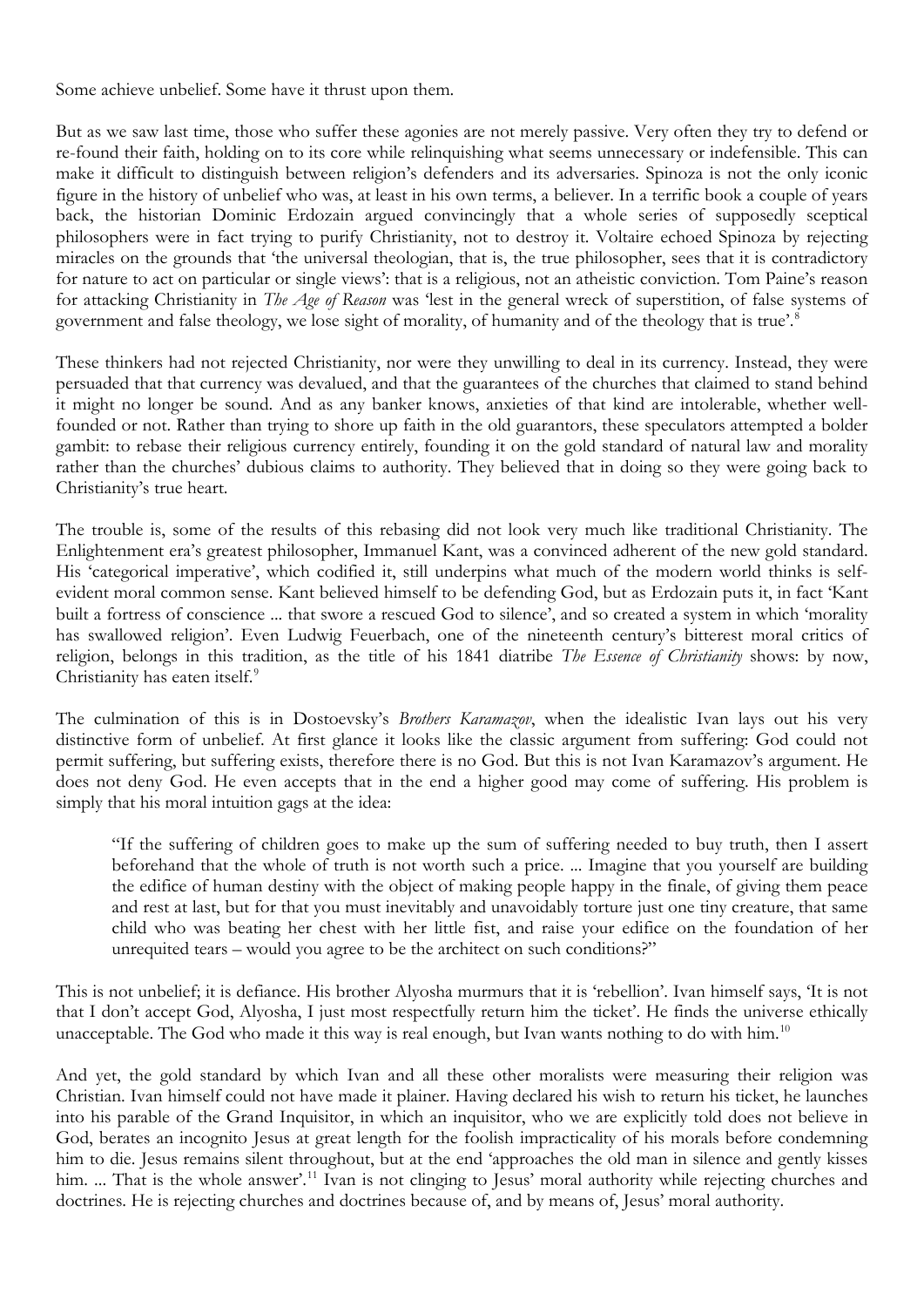Some achieve unbelief. Some have it thrust upon them.

But as we saw last time, those who suffer these agonies are not merely passive. Very often they try to defend or re-found their faith, holding on to its core while relinquishing what seems unnecessary or indefensible. This can make it difficult to distinguish between religion's defenders and its adversaries. Spinoza is not the only iconic figure in the history of unbelief who was, at least in his own terms, a believer. In a terrific book a couple of years back, the historian Dominic Erdozain argued convincingly that a whole series of supposedly sceptical philosophers were in fact trying to purify Christianity, not to destroy it. Voltaire echoed Spinoza by rejecting miracles on the grounds that 'the universal theologian, that is, the true philosopher, sees that it is contradictory for nature to act on particular or single views': that is a religious, not an atheistic conviction. Tom Paine's reason for attacking Christianity in *The Age of Reason* was 'lest in the general wreck of superstition, of false systems of government and false theology, we lose sight of morality, of humanity and of the theology that is true'.[8]

These thinkers had not rejected Christianity, nor were they unwilling to deal in its currency. Instead, they were persuaded that that currency was devalued, and that the guarantees of the churches that claimed to stand behind it might no longer be sound. And as any banker knows, anxieties of that kind are intolerable, whether well-founded or not. Rather than trying to shore up faith in the old guarantors, these speculators attempted a bolder gambit: to rebase their religious currency entirely, founding it on the gold standard of natural law and morality rather than the churches' dubious claims to authority. They believed that in doing so they were going back to Christianity's true heart.

The trouble is, some of the results of this rebasing did not look very much like traditional Christianity. The Enlightenment era's greatest philosopher, Immanuel Kant, was a convinced adherent of the new gold standard. His 'categorical imperative', which codified it, still underpins what much of the modern world thinks is self-evident moral common sense. Kant believed himself to be defending God, but as Erdozain puts it, in fact 'Kant built a fortress of conscience ... that swore a rescued God to silence', and so created a system in which 'morality has swallowed religion'. Even Ludwig Feuerbach, one of the nineteenth century's bitterest moral critics of religion, belongs in this tradition, as the title of his 1841 diatribe *The Essence of Christianity* shows: by now, Christianity has eaten itself.[9]

The culmination of this is in Dostoevsky's *Brothers Karamazov*, when the idealistic Ivan lays out his very distinctive form of unbelief. At first glance it looks like the classic argument from suffering: God could not permit suffering, but suffering exists, therefore there is no God. But this is not Ivan Karamazov's argument. He does not deny God. He even accepts that in the end a higher good may come of suffering. His problem is simply that his moral intuition gags at the idea:

> "If the suffering of children goes to make up the sum of suffering needed to buy truth, then I assert beforehand that the whole of truth is not worth such a price. ... Imagine that you yourself are building the edifice of human destiny with the object of making people happy in the finale, of giving them peace and rest at last, but for that you must inevitably and unavoidably torture just one tiny creature, that same child who was beating her chest with her little fist, and raise your edifice on the foundation of her unrequited tears – would you agree to be the architect on such conditions?"

This is not unbelief; it is defiance. His brother Alyosha murmurs that it is 'rebellion'. Ivan himself says, 'It is not that I don't accept God, Alyosha, I just most respectfully return him the ticket'. He finds the universe ethically unacceptable. The God who made it this way is real enough, but Ivan wants nothing to do with him.[10]

And yet, the gold standard by which Ivan and all these other moralists were measuring their religion was Christian. Ivan himself could not have made it plainer. Having declared his wish to return his ticket, he launches into his parable of the Grand Inquisitor, in which an inquisitor, who we are explicitly told does not believe in God, berates an incognito Jesus at great length for the foolish impracticality of his morals before condemning him to die. Jesus remains silent throughout, but at the end 'approaches the old man in silence and gently kisses him. ... That is the whole answer'.[11] Ivan is not clinging to Jesus' moral authority while rejecting churches and doctrines. He is rejecting churches and doctrines because of, and by means of, Jesus' moral authority.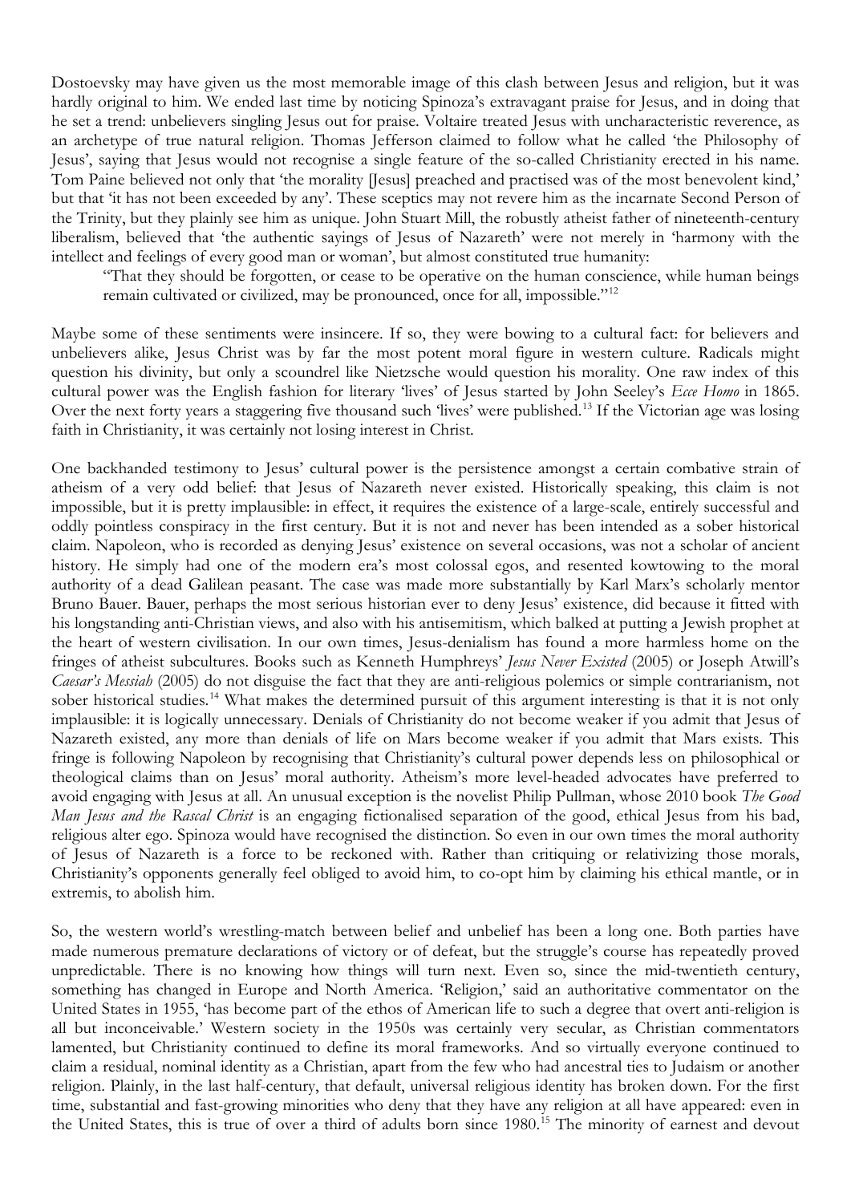Dostoevsky may have given us the most memorable image of this clash between Jesus and religion, but it was hardly original to him. We ended last time by noticing Spinoza's extravagant praise for Jesus, and in doing that he set a trend: unbelievers singling Jesus out for praise. Voltaire treated Jesus with uncharacteristic reverence, as an archetype of true natural religion. Thomas Jefferson claimed to follow what he called 'the Philosophy of Jesus', saying that Jesus would not recognise a single feature of the so-called Christianity erected in his name. Tom Paine believed not only that 'the morality [Jesus] preached and practised was of the most benevolent kind,' but that 'it has not been exceeded by any'. These sceptics may not revere him as the incarnate Second Person of the Trinity, but they plainly see him as unique. John Stuart Mill, the robustly atheist father of nineteenth-century liberalism, believed that 'the authentic sayings of Jesus of Nazareth' were not merely in 'harmony with the intellect and feelings of every good man or woman', but almost constituted true humanity:

> "That they should be forgotten, or cease to be operative on the human conscience, while human beings remain cultivated or civilized, may be pronounced, once for all, impossible."[12]

Maybe some of these sentiments were insincere. If so, they were bowing to a cultural fact: for believers and unbelievers alike, Jesus Christ was by far the most potent moral figure in western culture. Radicals might question his divinity, but only a scoundrel like Nietzsche would question his morality. One raw index of this cultural power was the English fashion for literary 'lives' of Jesus started by John Seeley's *Ecce Homo* in 1865. Over the next forty years a staggering five thousand such 'lives' were published.[13] If the Victorian age was losing faith in Christianity, it was certainly not losing interest in Christ.

One backhanded testimony to Jesus' cultural power is the persistence amongst a certain combative strain of atheism of a very odd belief: that Jesus of Nazareth never existed. Historically speaking, this claim is not impossible, but it is pretty implausible: in effect, it requires the existence of a large-scale, entirely successful and oddly pointless conspiracy in the first century. But it is not and never has been intended as a sober historical claim. Napoleon, who is recorded as denying Jesus' existence on several occasions, was not a scholar of ancient history. He simply had one of the modern era's most colossal egos, and resented kowtowing to the moral authority of a dead Galilean peasant. The case was made more substantially by Karl Marx's scholarly mentor Bruno Bauer. Bauer, perhaps the most serious historian ever to deny Jesus' existence, did because it fitted with his longstanding anti-Christian views, and also with his antisemitism, which balked at putting a Jewish prophet at the heart of western civilisation. In our own times, Jesus-denialism has found a more harmless home on the fringes of atheist subcultures. Books such as Kenneth Humphreys' *Jesus Never Existed* (2005) or Joseph Atwill's *Caesar's Messiah* (2005) do not disguise the fact that they are anti-religious polemics or simple contrarianism, not sober historical studies.[14] What makes the determined pursuit of this argument interesting is that it is not only implausible: it is logically unnecessary. Denials of Christianity do not become weaker if you admit that Jesus of Nazareth existed, any more than denials of life on Mars become weaker if you admit that Mars exists. This fringe is following Napoleon by recognising that Christianity's cultural power depends less on philosophical or theological claims than on Jesus' moral authority. Atheism's more level-headed advocates have preferred to avoid engaging with Jesus at all. An unusual exception is the novelist Philip Pullman, whose 2010 book *The Good Man Jesus and the Rascal Christ* is an engaging fictionalised separation of the good, ethical Jesus from his bad, religious alter ego. Spinoza would have recognised the distinction. So even in our own times the moral authority of Jesus of Nazareth is a force to be reckoned with. Rather than critiquing or relativizing those morals, Christianity's opponents generally feel obliged to avoid him, to co-opt him by claiming his ethical mantle, or in extremis, to abolish him.

So, the western world's wrestling-match between belief and unbelief has been a long one. Both parties have made numerous premature declarations of victory or of defeat, but the struggle's course has repeatedly proved unpredictable. There is no knowing how things will turn next. Even so, since the mid-twentieth century, something has changed in Europe and North America. 'Religion,' said an authoritative commentator on the United States in 1955, 'has become part of the ethos of American life to such a degree that overt anti-religion is all but inconceivable.' Western society in the 1950s was certainly very secular, as Christian commentators lamented, but Christianity continued to define its moral frameworks. And so virtually everyone continued to claim a residual, nominal identity as a Christian, apart from the few who had ancestral ties to Judaism or another religion. Plainly, in the last half-century, that default, universal religious identity has broken down. For the first time, substantial and fast-growing minorities who deny that they have any religion at all have appeared: even in the United States, this is true of over a third of adults born since 1980.[15] The minority of earnest and devout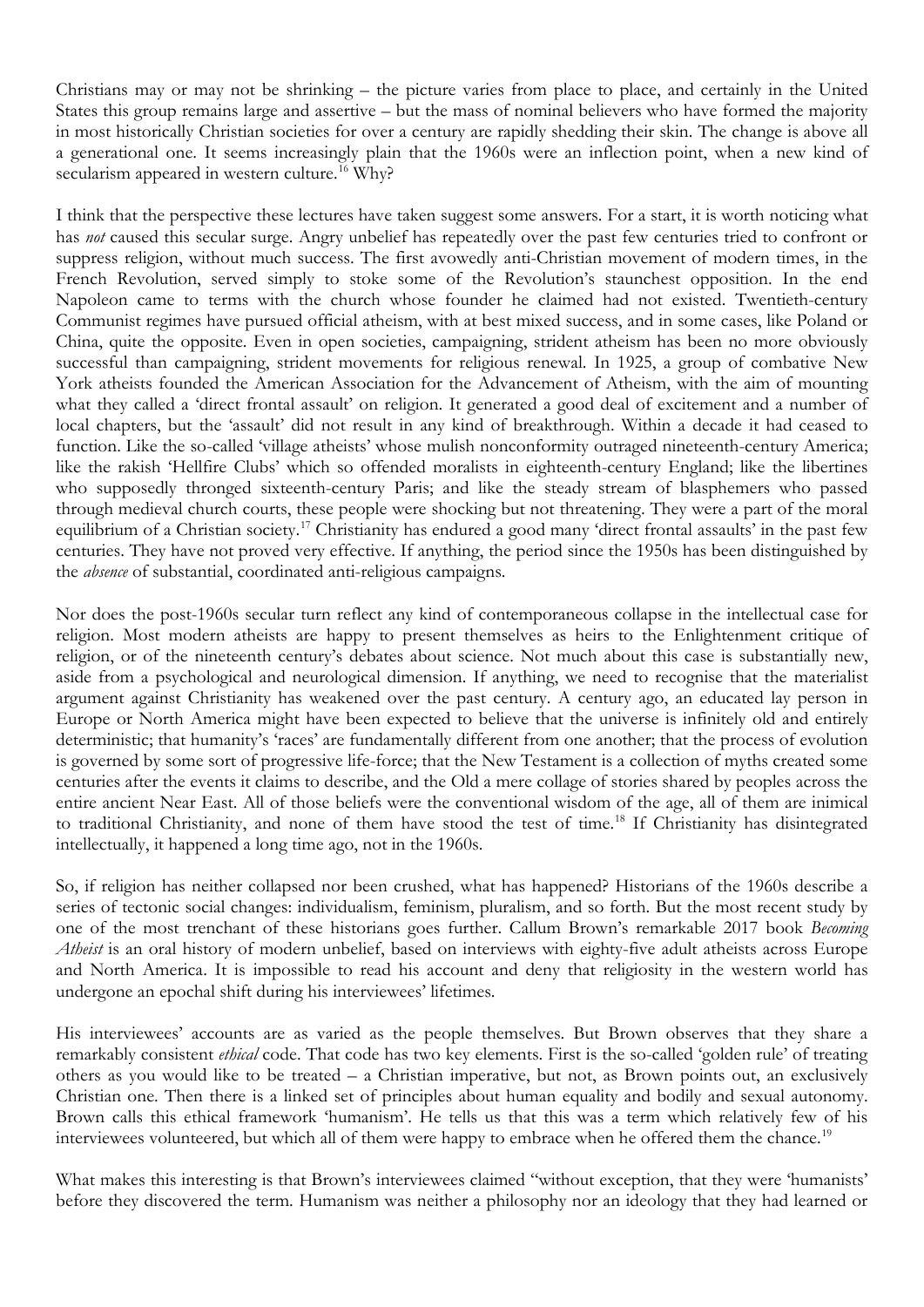Christians may or may not be shrinking – the picture varies from place to place, and certainly in the United States this group remains large and assertive – but the mass of nominal believers who have formed the majority in most historically Christian societies for over a century are rapidly shedding their skin. The change is above all a generational one. It seems increasingly plain that the 1960s were an inflection point, when a new kind of secularism appeared in western culture.[16] Why?

I think that the perspective these lectures have taken suggest some answers. For a start, it is worth noticing what has *not* caused this secular surge. Angry unbelief has repeatedly over the past few centuries tried to confront or suppress religion, without much success. The first avowedly anti-Christian movement of modern times, in the French Revolution, served simply to stoke some of the Revolution's staunchest opposition. In the end Napoleon came to terms with the church whose founder he claimed had not existed. Twentieth-century Communist regimes have pursued official atheism, with at best mixed success, and in some cases, like Poland or China, quite the opposite. Even in open societies, campaigning, strident atheism has been no more obviously successful than campaigning, strident movements for religious renewal. In 1925, a group of combative New York atheists founded the American Association for the Advancement of Atheism, with the aim of mounting what they called a 'direct frontal assault' on religion. It generated a good deal of excitement and a number of local chapters, but the 'assault' did not result in any kind of breakthrough. Within a decade it had ceased to function. Like the so-called 'village atheists' whose mulish nonconformity outraged nineteenth-century America; like the rakish 'Hellfire Clubs' which so offended moralists in eighteenth-century England; like the libertines who supposedly thronged sixteenth-century Paris; and like the steady stream of blasphemers who passed through medieval church courts, these people were shocking but not threatening. They were a part of the moral equilibrium of a Christian society.[17] Christianity has endured a good many 'direct frontal assaults' in the past few centuries. They have not proved very effective. If anything, the period since the 1950s has been distinguished by the *absence* of substantial, coordinated anti-religious campaigns.

Nor does the post-1960s secular turn reflect any kind of contemporaneous collapse in the intellectual case for religion. Most modern atheists are happy to present themselves as heirs to the Enlightenment critique of religion, or of the nineteenth century's debates about science. Not much about this case is substantially new, aside from a psychological and neurological dimension. If anything, we need to recognise that the materialist argument against Christianity has weakened over the past century. A century ago, an educated lay person in Europe or North America might have been expected to believe that the universe is infinitely old and entirely deterministic; that humanity's 'races' are fundamentally different from one another; that the process of evolution is governed by some sort of progressive life-force; that the New Testament is a collection of myths created some centuries after the events it claims to describe, and the Old a mere collage of stories shared by peoples across the entire ancient Near East. All of those beliefs were the conventional wisdom of the age, all of them are inimical to traditional Christianity, and none of them have stood the test of time.[18] If Christianity has disintegrated intellectually, it happened a long time ago, not in the 1960s.

So, if religion has neither collapsed nor been crushed, what has happened? Historians of the 1960s describe a series of tectonic social changes: individualism, feminism, pluralism, and so forth. But the most recent study by one of the most trenchant of these historians goes further. Callum Brown's remarkable 2017 book *Becoming Atheist* is an oral history of modern unbelief, based on interviews with eighty-five adult atheists across Europe and North America. It is impossible to read his account and deny that religiosity in the western world has undergone an epochal shift during his interviewees' lifetimes.

His interviewees' accounts are as varied as the people themselves. But Brown observes that they share a remarkably consistent *ethical* code. That code has two key elements. First is the so-called 'golden rule' of treating others as you would like to be treated – a Christian imperative, but not, as Brown points out, an exclusively Christian one. Then there is a linked set of principles about human equality and bodily and sexual autonomy. Brown calls this ethical framework 'humanism'. He tells us that this was a term which relatively few of his interviewees volunteered, but which all of them were happy to embrace when he offered them the chance.[19]

What makes this interesting is that Brown's interviewees claimed "without exception, that they were 'humanists' before they discovered the term. Humanism was neither a philosophy nor an ideology that they had learned or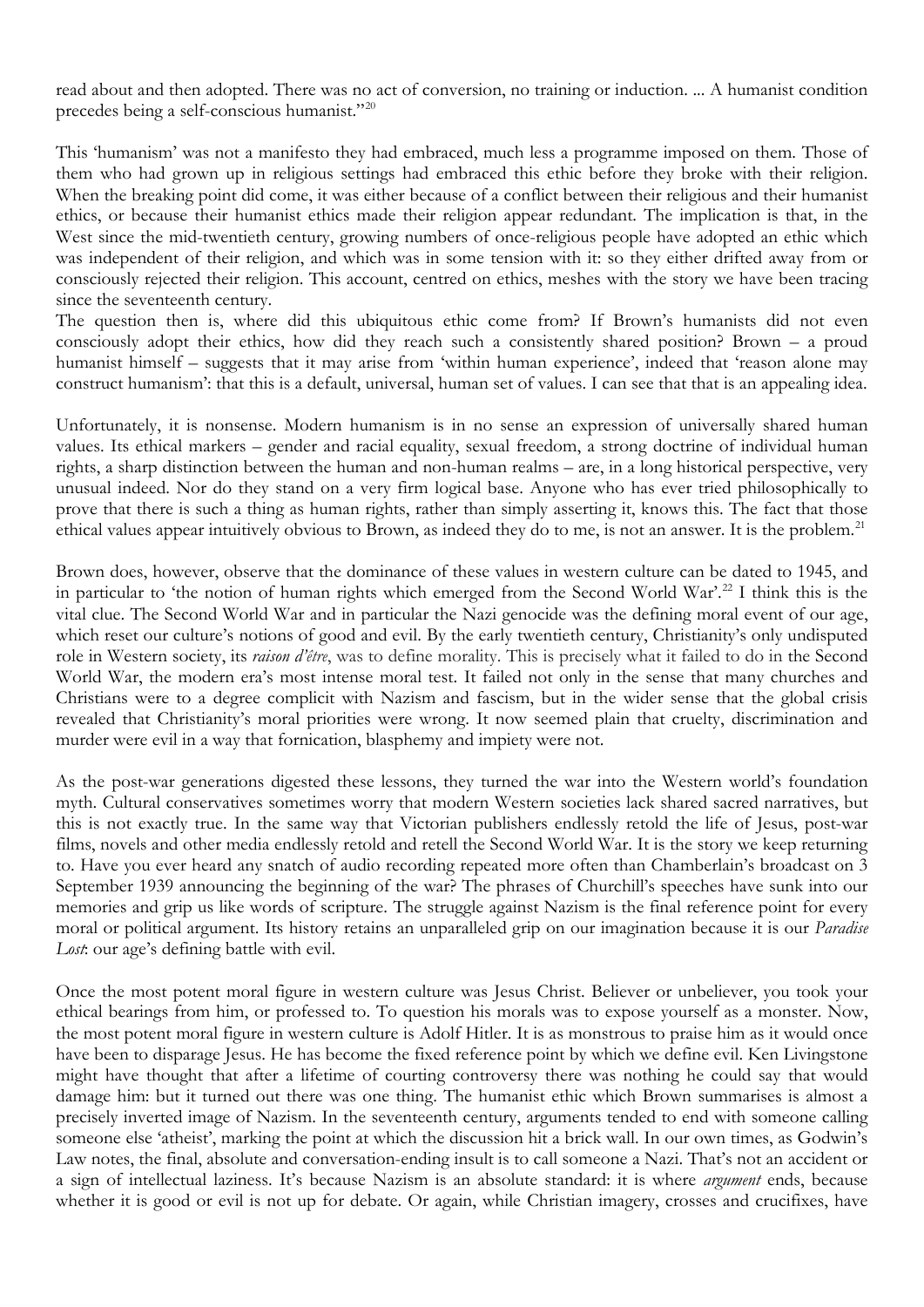read about and then adopted. There was no act of conversion, no training or induction. ... A humanist condition precedes being a self-conscious humanist."[20]

This 'humanism' was not a manifesto they had embraced, much less a programme imposed on them. Those of them who had grown up in religious settings had embraced this ethic before they broke with their religion. When the breaking point did come, it was either because of a conflict between their religious and their humanist ethics, or because their humanist ethics made their religion appear redundant. The implication is that, in the West since the mid-twentieth century, growing numbers of once-religious people have adopted an ethic which was independent of their religion, and which was in some tension with it: so they either drifted away from or consciously rejected their religion. This account, centred on ethics, meshes with the story we have been tracing since the seventeenth century.

The question then is, where did this ubiquitous ethic come from? If Brown's humanists did not even consciously adopt their ethics, how did they reach such a consistently shared position? Brown – a proud humanist himself – suggests that it may arise from 'within human experience', indeed that 'reason alone may construct humanism': that this is a default, universal, human set of values. I can see that that is an appealing idea.

Unfortunately, it is nonsense. Modern humanism is in no sense an expression of universally shared human values. Its ethical markers – gender and racial equality, sexual freedom, a strong doctrine of individual human rights, a sharp distinction between the human and non-human realms – are, in a long historical perspective, very unusual indeed. Nor do they stand on a very firm logical base. Anyone who has ever tried philosophically to prove that there is such a thing as human rights, rather than simply asserting it, knows this. The fact that those ethical values appear intuitively obvious to Brown, as indeed they do to me, is not an answer. It is the problem.[21]

Brown does, however, observe that the dominance of these values in western culture can be dated to 1945, and in particular to 'the notion of human rights which emerged from the Second World War'.[22] I think this is the vital clue. The Second World War and in particular the Nazi genocide was the defining moral event of our age, which reset our culture's notions of good and evil. By the early twentieth century, Christianity's only undisputed role in Western society, its *raison d'être*, was to define morality. This is precisely what it failed to do in the Second World War, the modern era's most intense moral test. It failed not only in the sense that many churches and Christians were to a degree complicit with Nazism and fascism, but in the wider sense that the global crisis revealed that Christianity's moral priorities were wrong. It now seemed plain that cruelty, discrimination and murder were evil in a way that fornication, blasphemy and impiety were not.

As the post-war generations digested these lessons, they turned the war into the Western world's foundation myth. Cultural conservatives sometimes worry that modern Western societies lack shared sacred narratives, but this is not exactly true. In the same way that Victorian publishers endlessly retold the life of Jesus, post-war films, novels and other media endlessly retold and retell the Second World War. It is the story we keep returning to. Have you ever heard any snatch of audio recording repeated more often than Chamberlain's broadcast on 3 September 1939 announcing the beginning of the war? The phrases of Churchill's speeches have sunk into our memories and grip us like words of scripture. The struggle against Nazism is the final reference point for every moral or political argument. Its history retains an unparalleled grip on our imagination because it is our *Paradise Lost*: our age's defining battle with evil.

Once the most potent moral figure in western culture was Jesus Christ. Believer or unbeliever, you took your ethical bearings from him, or professed to. To question his morals was to expose yourself as a monster. Now, the most potent moral figure in western culture is Adolf Hitler. It is as monstrous to praise him as it would once have been to disparage Jesus. He has become the fixed reference point by which we define evil. Ken Livingstone might have thought that after a lifetime of courting controversy there was nothing he could say that would damage him: but it turned out there was one thing. The humanist ethic which Brown summarises is almost a precisely inverted image of Nazism. In the seventeenth century, arguments tended to end with someone calling someone else 'atheist', marking the point at which the discussion hit a brick wall. In our own times, as Godwin's Law notes, the final, absolute and conversation-ending insult is to call someone a Nazi. That's not an accident or a sign of intellectual laziness. It's because Nazism is an absolute standard: it is where *argument* ends, because whether it is good or evil is not up for debate. Or again, while Christian imagery, crosses and crucifixes, have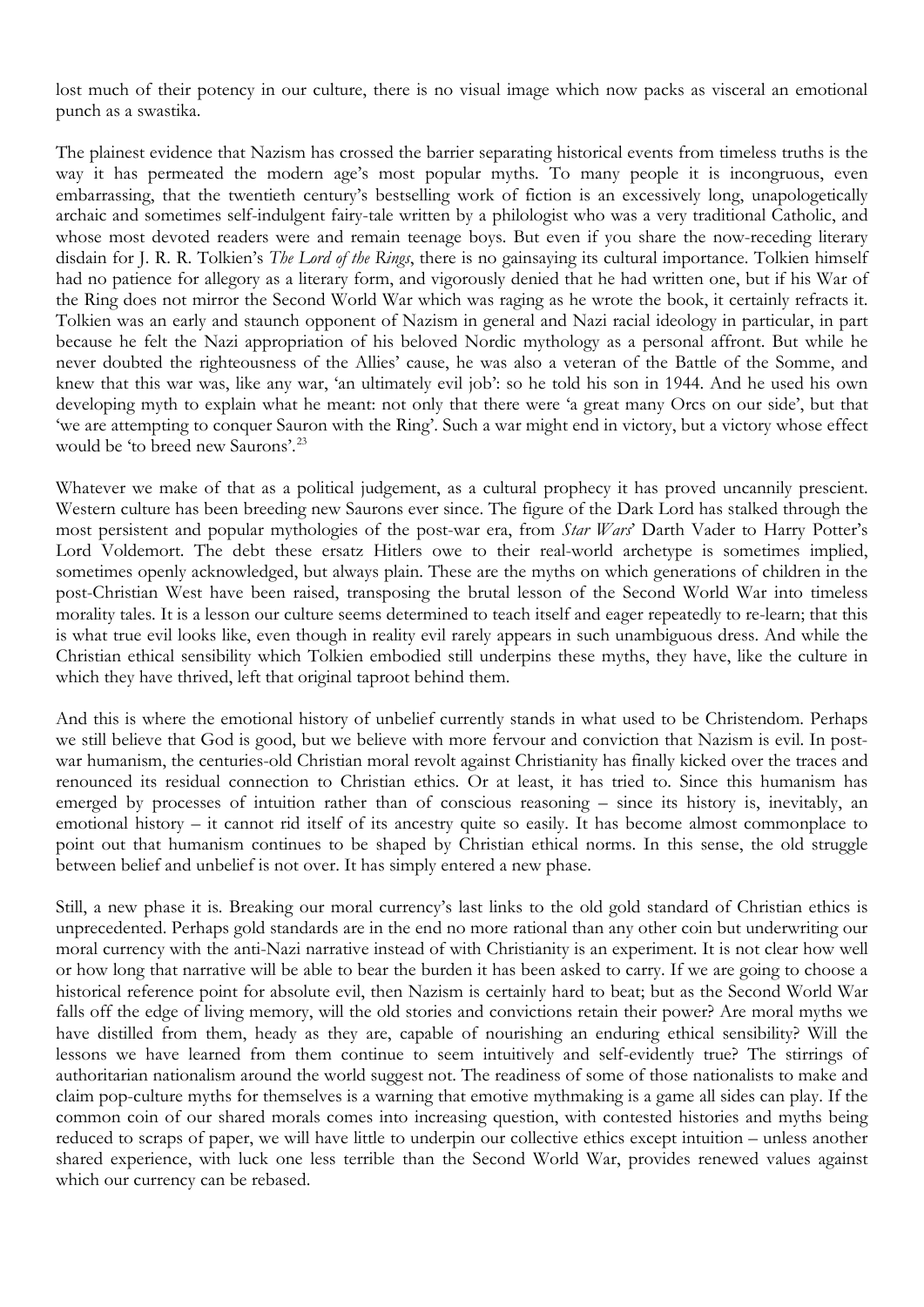lost much of their potency in our culture, there is no visual image which now packs as visceral an emotional punch as a swastika.

The plainest evidence that Nazism has crossed the barrier separating historical events from timeless truths is the way it has permeated the modern age's most popular myths. To many people it is incongruous, even embarrassing, that the twentieth century's bestselling work of fiction is an excessively long, unapologetically archaic and sometimes self-indulgent fairy-tale written by a philologist who was a very traditional Catholic, and whose most devoted readers were and remain teenage boys. But even if you share the now-receding literary disdain for J. R. R. Tolkien's *The Lord of the Rings*, there is no gainsaying its cultural importance. Tolkien himself had no patience for allegory as a literary form, and vigorously denied that he had written one, but if his War of the Ring does not mirror the Second World War which was raging as he wrote the book, it certainly refracts it. Tolkien was an early and staunch opponent of Nazism in general and Nazi racial ideology in particular, in part because he felt the Nazi appropriation of his beloved Nordic mythology as a personal affront. But while he never doubted the righteousness of the Allies' cause, he was also a veteran of the Battle of the Somme, and knew that this war was, like any war, 'an ultimately evil job': so he told his son in 1944. And he used his own developing myth to explain what he meant: not only that there were 'a great many Orcs on our side', but that 'we are attempting to conquer Sauron with the Ring'. Such a war might end in victory, but a victory whose effect would be 'to breed new Saurons'.[23]

Whatever we make of that as a political judgement, as a cultural prophecy it has proved uncannily prescient. Western culture has been breeding new Saurons ever since. The figure of the Dark Lord has stalked through the most persistent and popular mythologies of the post-war era, from *Star Wars*' Darth Vader to Harry Potter's Lord Voldemort. The debt these ersatz Hitlers owe to their real-world archetype is sometimes implied, sometimes openly acknowledged, but always plain. These are the myths on which generations of children in the post-Christian West have been raised, transposing the brutal lesson of the Second World War into timeless morality tales. It is a lesson our culture seems determined to teach itself and eager repeatedly to re-learn; that this is what true evil looks like, even though in reality evil rarely appears in such unambiguous dress. And while the Christian ethical sensibility which Tolkien embodied still underpins these myths, they have, like the culture in which they have thrived, left that original taproot behind them.

And this is where the emotional history of unbelief currently stands in what used to be Christendom. Perhaps we still believe that God is good, but we believe with more fervour and conviction that Nazism is evil. In post-war humanism, the centuries-old Christian moral revolt against Christianity has finally kicked over the traces and renounced its residual connection to Christian ethics. Or at least, it has tried to. Since this humanism has emerged by processes of intuition rather than of conscious reasoning – since its history is, inevitably, an emotional history – it cannot rid itself of its ancestry quite so easily. It has become almost commonplace to point out that humanism continues to be shaped by Christian ethical norms. In this sense, the old struggle between belief and unbelief is not over. It has simply entered a new phase.

Still, a new phase it is. Breaking our moral currency's last links to the old gold standard of Christian ethics is unprecedented. Perhaps gold standards are in the end no more rational than any other coin but underwriting our moral currency with the anti-Nazi narrative instead of with Christianity is an experiment. It is not clear how well or how long that narrative will be able to bear the burden it has been asked to carry. If we are going to choose a historical reference point for absolute evil, then Nazism is certainly hard to beat; but as the Second World War falls off the edge of living memory, will the old stories and convictions retain their power? Are moral myths we have distilled from them, heady as they are, capable of nourishing an enduring ethical sensibility? Will the lessons we have learned from them continue to seem intuitively and self-evidently true? The stirrings of authoritarian nationalism around the world suggest not. The readiness of some of those nationalists to make and claim pop-culture myths for themselves is a warning that emotive mythmaking is a game all sides can play. If the common coin of our shared morals comes into increasing question, with contested histories and myths being reduced to scraps of paper, we will have little to underpin our collective ethics except intuition – unless another shared experience, with luck one less terrible than the Second World War, provides renewed values against which our currency can be rebased.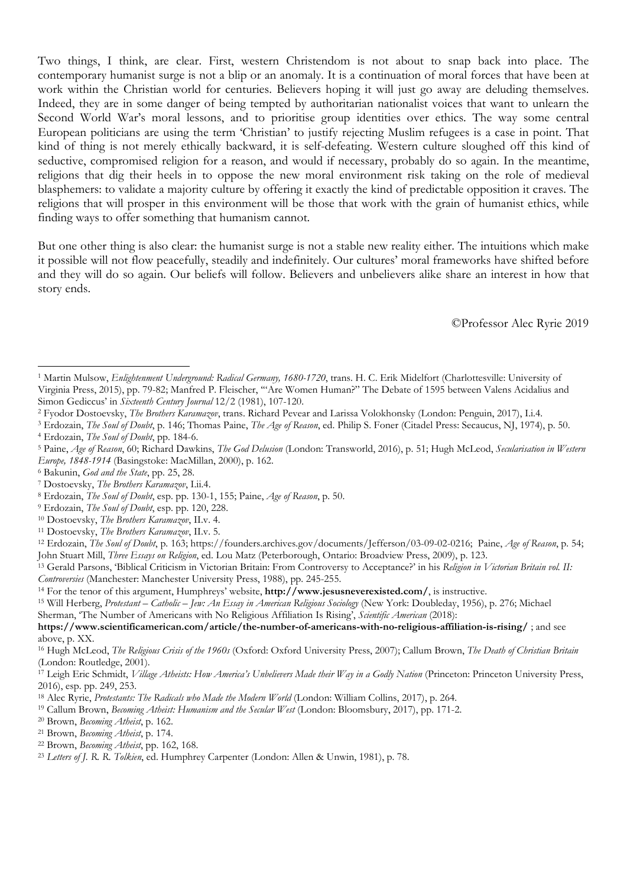Two things, I think, are clear. First, western Christendom is not about to snap back into place. The contemporary humanist surge is not a blip or an anomaly. It is a continuation of moral forces that have been at work within the Christian world for centuries. Believers hoping it will just go away are deluding themselves. Indeed, they are in some danger of being tempted by authoritarian nationalist voices that want to unlearn the Second World War's moral lessons, and to prioritise group identities over ethics. The way some central European politicians are using the term 'Christian' to justify rejecting Muslim refugees is a case in point. That kind of thing is not merely ethically backward, it is self-defeating. Western culture sloughed off this kind of seductive, compromised religion for a reason, and would if necessary, probably do so again. In the meantime, religions that dig their heels in to oppose the new moral environment risk taking on the role of medieval blasphemers: to validate a majority culture by offering it exactly the kind of predictable opposition it craves. The religions that will prosper in this environment will be those that work with the grain of humanist ethics, while finding ways to offer something that humanism cannot.

But one other thing is also clear: the humanist surge is not a stable new reality either. The intuitions which make it possible will not flow peacefully, steadily and indefinitely. Our cultures' moral frameworks have shifted before and they will do so again. Our beliefs will follow. Believers and unbelievers alike share an interest in how that story ends.

©Professor Alec Ryrie 2019

---

[1] Martin Mulsow, *Enlightenment Underground: Radical Germany, 1680-1720*, trans. H. C. Erik Midelfort (Charlottesville: University of Virginia Press, 2015), pp. 79-82; Manfred P. Fleischer, '"Are Women Human?" The Debate of 1595 between Valens Acidalius and Simon Gediccus' in *Sixteenth Century Journal* 12/2 (1981), 107-120.

[2] Fyodor Dostoevsky, *The Brothers Karamazov*, trans. Richard Pevear and Larissa Volokhonsky (London: Penguin, 2017), I.i.4.

[3] Erdozain, *The Soul of Doubt*, p. 146; Thomas Paine, *The Age of Reason*, ed. Philip S. Foner (Citadel Press: Secaucus, NJ, 1974), p. 50.

[4] Erdozain, *The Soul of Doubt*, pp. 184-6.

[5] Paine, *Age of Reason*, 60; Richard Dawkins, *The God Delusion* (London: Transworld, 2016), p. 51; Hugh McLeod, *Secularisation in Western Europe, 1848-1914* (Basingstoke: MacMillan, 2000), p. 162.

[6] Bakunin, *God and the State*, pp. 25, 28.

[7] Dostoevsky, *The Brothers Karamazov*, I.ii.4.

[8] Erdozain, *The Soul of Doubt*, esp. pp. 130-1, 155; Paine, *Age of Reason*, p. 50.

[9] Erdozain, *The Soul of Doubt*, esp. pp. 120, 228.

[10] Dostoevsky, *The Brothers Karamazov*, II.v. 4.

[11] Dostoevsky, *The Brothers Karamazov*, II.v. 5.

[12] Erdozain, *The Soul of Doubt*, p. 163; https://founders.archives.gov/documents/Jefferson/03-09-02-0216; Paine, *Age of Reason*, p. 54; John Stuart Mill, *Three Essays on Religion*, ed. Lou Matz (Peterborough, Ontario: Broadview Press, 2009), p. 123.

[13] Gerald Parsons, 'Biblical Criticism in Victorian Britain: From Controversy to Acceptance?' in his *Religion in Victorian Britain vol. II: Controversies* (Manchester: Manchester University Press, 1988), pp. 245-255.

[14] For the tenor of this argument, Humphreys' website, **http://www.jesusneverexisted.com/**, is instructive.

[15] Will Herberg, *Protestant – Catholic – Jew: An Essay in American Religious Sociology* (New York: Doubleday, 1956), p. 276; Michael Sherman, 'The Number of Americans with No Religious Affiliation Is Rising', *Scientific American* (2018): **https://www.scientificamerican.com/article/the-number-of-americans-with-no-religious-affiliation-is-rising/** ; and see above, p. XX.

[16] Hugh McLeod, *The Religious Crisis of the 1960s* (Oxford: Oxford University Press, 2007); Callum Brown, *The Death of Christian Britain* (London: Routledge, 2001).

[17] Leigh Eric Schmidt, *Village Atheists: How America's Unbelievers Made their Way in a Godly Nation* (Princeton: Princeton University Press, 2016), esp. pp. 249, 253.

[18] Alec Ryrie, *Protestants: The Radicals who Made the Modern World* (London: William Collins, 2017), p. 264.

[19] Callum Brown, *Becoming Atheist: Humanism and the Secular West* (London: Bloomsbury, 2017), pp. 171-2.

[20] Brown, *Becoming Atheist*, p. 162.

[21] Brown, *Becoming Atheist*, p. 174.

[22] Brown, *Becoming Atheist*, pp. 162, 168.

[23] *Letters of J. R. R. Tolkien*, ed. Humphrey Carpenter (London: Allen & Unwin, 1981), p. 78.